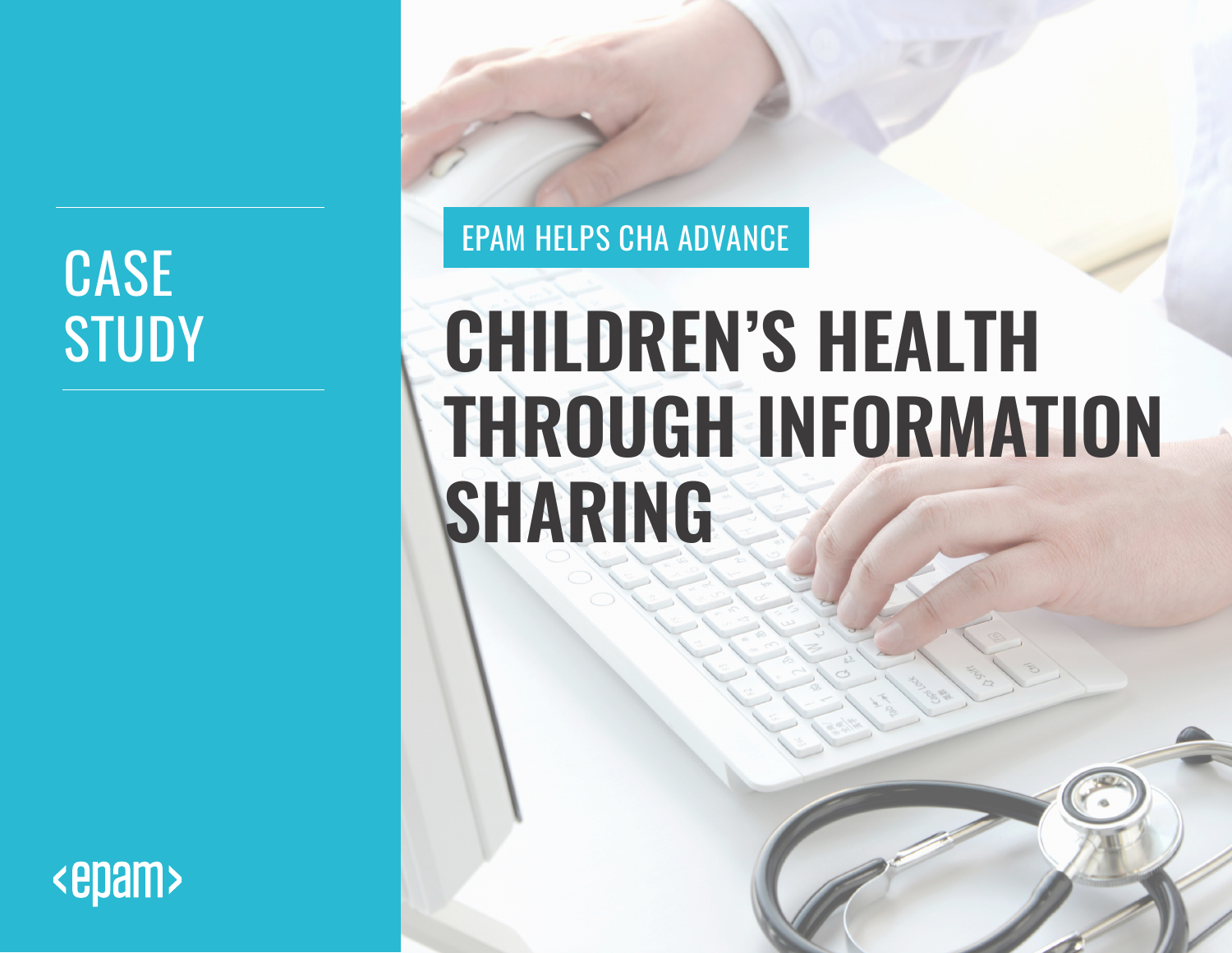CASE STUDY

EPAM HELPS CHA ADVANCE

# CHILDREN'S HEALTH THROUGH INFORMATION SHARING

<epam>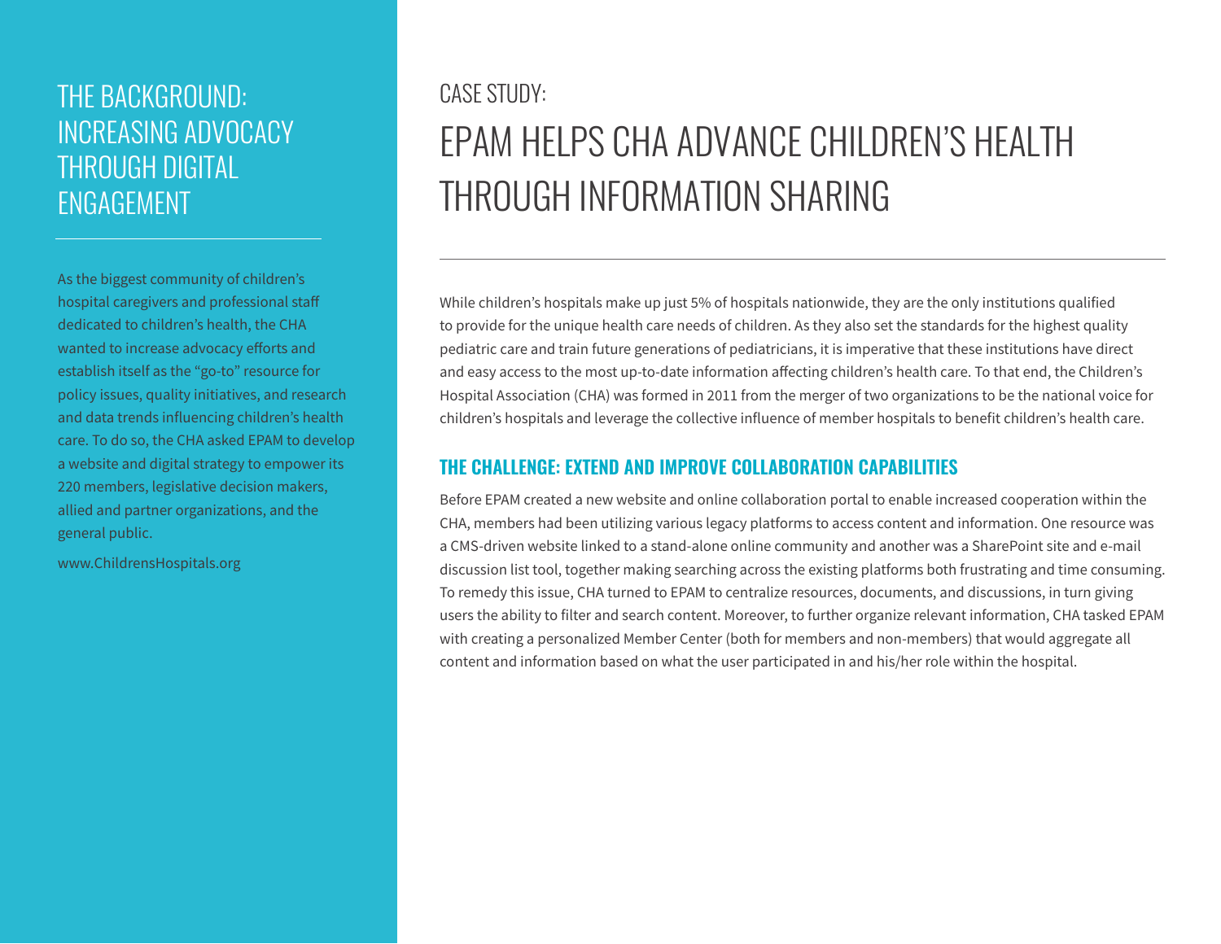# CASE STUDY:

# EPAM HELPS CHA ADVANCE CHILDREN'S HEALTH THROUGH INFORMATION SHARING

## THE BACKGROUND: INCREASING ADVOCACY THROUGH DIGITAL ENGAGEMENT

As the biggest community of children's hospital caregivers and professional staff dedicated to children's health, the CHA wanted to increase advocacy efforts and establish itself as the "go-to" resource for policy issues, quality initiatives, and research and data trends influencing children's health care. To do so, the CHA asked EPAM to develop a website and digital strategy to empower its 220 members, legislative decision makers, allied and partner organizations, and the general public.

www.ChildrensHospitals.org

While children's hospitals make up just 5% of hospitals nationwide, they are the only institutions qualified to provide for the unique health care needs of children. As they also set the standards for the highest quality pediatric care and train future generations of pediatricians, it is imperative that these institutions have direct and easy access to the most up-to-date information affecting children's health care. To that end, the Children's Hospital Association (CHA) was formed in 2011 from the merger of two organizations to be the national voice for children's hospitals and leverage the collective influence of member hospitals to benefit children's health care.

## THE CHALLENGE: EXTEND AND IMPROVE COLLABORATION CAPABILITIES

Before EPAM created a new website and online collaboration portal to enable increased cooperation within the CHA, members had been utilizing various legacy platforms to access content and information. One resource was a CMS-driven website linked to a stand-alone online community and another was a SharePoint site and e-mail discussion list tool, together making searching across the existing platforms both frustrating and time consuming. To remedy this issue, CHA turned to EPAM to centralize resources, documents, and discussions, in turn giving users the ability to filter and search content. Moreover, to further organize relevant information, CHA tasked EPAM with creating a personalized Member Center (both for members and non-members) that would aggregate all content and information based on what the user participated in and his/her role within the hospital.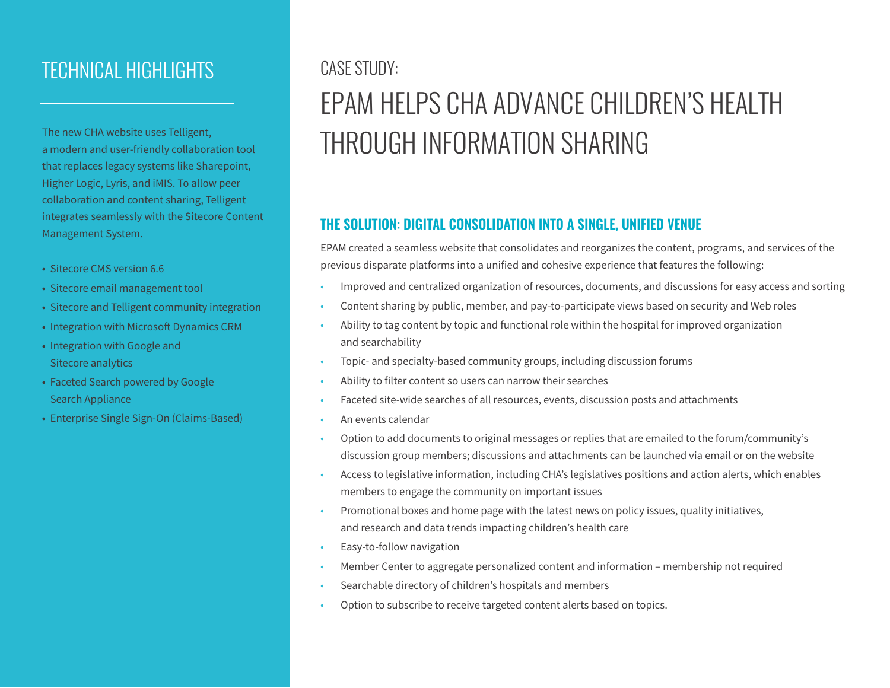## TECHNICAL HIGHLIGHTS

The new CHA website uses Telligent, a modern and user-friendly collaboration tool that replaces legacy systems like Sharepoint, Higher Logic, Lyris, and iMIS. To allow peer collaboration and content sharing, Telligent integrates seamlessly with the Sitecore Content Management System.

- Sitecore CMS version 6.6
- Sitecore email management tool
- Sitecore and Telligent community integration
- Integration with Microsoft Dynamics CRM
- Integration with Google and Sitecore analytics
- Faceted Search powered by Google Search Appliance
- Enterprise Single Sign-On (Claims-Based)

CASE STUDY:

# EPAM HELPS CHA ADVANCE CHILDREN'S HEALTH THROUGH INFORMATION SHARING

### THE SOLUTION: DIGITAL CONSOLIDATION INTO A SINGLE, UNIFIED VENUE

EPAM created a seamless website that consolidates and reorganizes the content, programs, and services of the previous disparate platforms into a unified and cohesive experience that features the following:

- Improved and centralized organization of resources, documents, and discussions for easy access and sorting
- Content sharing by public, member, and pay-to-participate views based on security and Web roles
- Ability to tag content by topic and functional role within the hospital for improved organization and searchability
- Topic- and specialty-based community groups, including discussion forums
- Ability to filter content so users can narrow their searches
- Faceted site-wide searches of all resources, events, discussion posts and attachments
- An events calendar
- Option to add documents to original messages or replies that are emailed to the forum/community's discussion group members; discussions and attachments can be launched via email or on the website
- Access to legislative information, including CHA's legislatives positions and action alerts, which enables members to engage the community on important issues
- Promotional boxes and home page with the latest news on policy issues, quality initiatives, and research and data trends impacting children's health care
- Easy-to-follow navigation
- Member Center to aggregate personalized content and information – membership not required
- Searchable directory of children's hospitals and members
- Option to subscribe to receive targeted content alerts based on topics.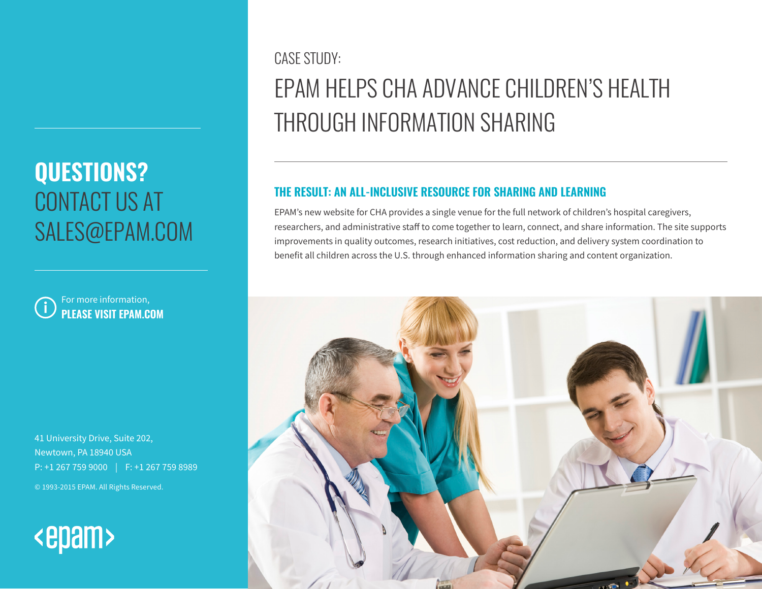CASE STUDY:

# EPAM HELPS CHA ADVANCE CHILDREN'S HEALTH THROUGH INFORMATION SHARING

## THE RESULT: AN ALL-INCLUSIVE RESOURCE FOR SHARING AND LEARNING

EPAM's new website for CHA provides a single venue for the full network of children's hospital caregivers, researchers, and administrative staff to come together to learn, connect, and share information. The site supports improvements in quality outcomes, research initiatives, cost reduction, and delivery system coordination to benefit all children across the U.S. through enhanced information sharing and content organization.

**QUESTIONS?**
CONTACT US AT SALES@EPAM.COM

For more information,
**PLEASE VISIT EPAM.COM**

41 University Drive, Suite 202,
Newtown, PA 18940 USA
P: +1 267 759 9000 | F: +1 267 759 8989

© 1993-2015 EPAM. All Rights Reserved.

<epam>